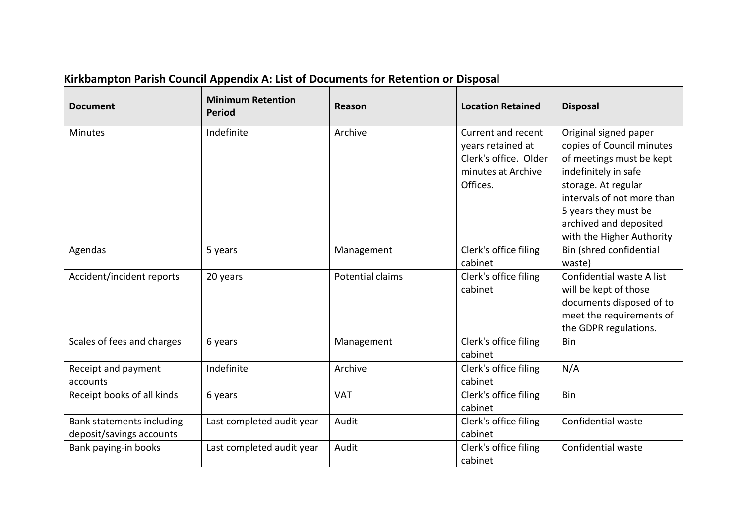## Kirkbampton Parish Council Appendix A: List of Documents for Retention or Disposal

| Document | Minimum Retention Period | Reason | Location Retained | Disposal |
|---|---|---|---|---|
| Minutes | Indefinite | Archive | Current and recent years retained at Clerk's office. Older minutes at Archive Offices. | Original signed paper copies of Council minutes of meetings must be kept indefinitely in safe storage. At regular intervals of not more than 5 years they must be archived and deposited with the Higher Authority |
| Agendas | 5 years | Management | Clerk's office filing cabinet | Bin (shred confidential waste) |
| Accident/incident reports | 20 years | Potential claims | Clerk's office filing cabinet | Confidential waste A list will be kept of those documents disposed of to meet the requirements of the GDPR regulations. |
| Scales of fees and charges | 6 years | Management | Clerk's office filing cabinet | Bin |
| Receipt and payment accounts | Indefinite | Archive | Clerk's office filing cabinet | N/A |
| Receipt books of all kinds | 6 years | VAT | Clerk's office filing cabinet | Bin |
| Bank statements including deposit/savings accounts | Last completed audit year | Audit | Clerk's office filing cabinet | Confidential waste |
| Bank paying-in books | Last completed audit year | Audit | Clerk's office filing cabinet | Confidential waste |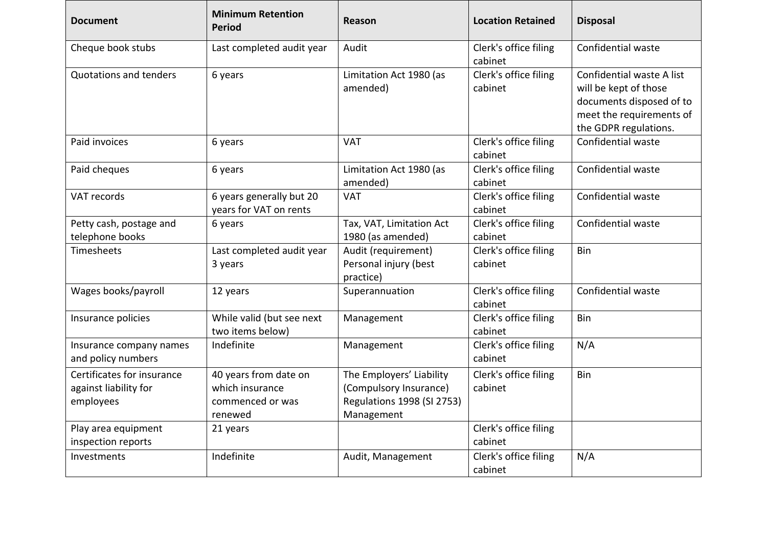| Document | Minimum Retention Period | Reason | Location Retained | Disposal |
|---|---|---|---|---|
| Cheque book stubs | Last completed audit year | Audit | Clerk's office filing cabinet | Confidential waste |
| Quotations and tenders | 6 years | Limitation Act 1980 (as amended) | Clerk's office filing cabinet | Confidential waste A list will be kept of those documents disposed of to meet the requirements of the GDPR regulations. |
| Paid invoices | 6 years | VAT | Clerk's office filing cabinet | Confidential waste |
| Paid cheques | 6 years | Limitation Act 1980 (as amended) | Clerk's office filing cabinet | Confidential waste |
| VAT records | 6 years generally but 20 years for VAT on rents | VAT | Clerk's office filing cabinet | Confidential waste |
| Petty cash, postage and telephone books | 6 years | Tax, VAT, Limitation Act 1980 (as amended) | Clerk's office filing cabinet | Confidential waste |
| Timesheets | Last completed audit year 3 years | Audit (requirement) Personal injury (best practice) | Clerk's office filing cabinet | Bin |
| Wages books/payroll | 12 years | Superannuation | Clerk's office filing cabinet | Confidential waste |
| Insurance policies | While valid (but see next two items below) | Management | Clerk's office filing cabinet | Bin |
| Insurance company names and policy numbers | Indefinite | Management | Clerk's office filing cabinet | N/A |
| Certificates for insurance against liability for employees | 40 years from date on which insurance commenced or was renewed | The Employers' Liability (Compulsory Insurance) Regulations 1998 (SI 2753) Management | Clerk's office filing cabinet | Bin |
| Play area equipment inspection reports | 21 years | | Clerk's office filing cabinet | |
| Investments | Indefinite | Audit, Management | Clerk's office filing cabinet | N/A |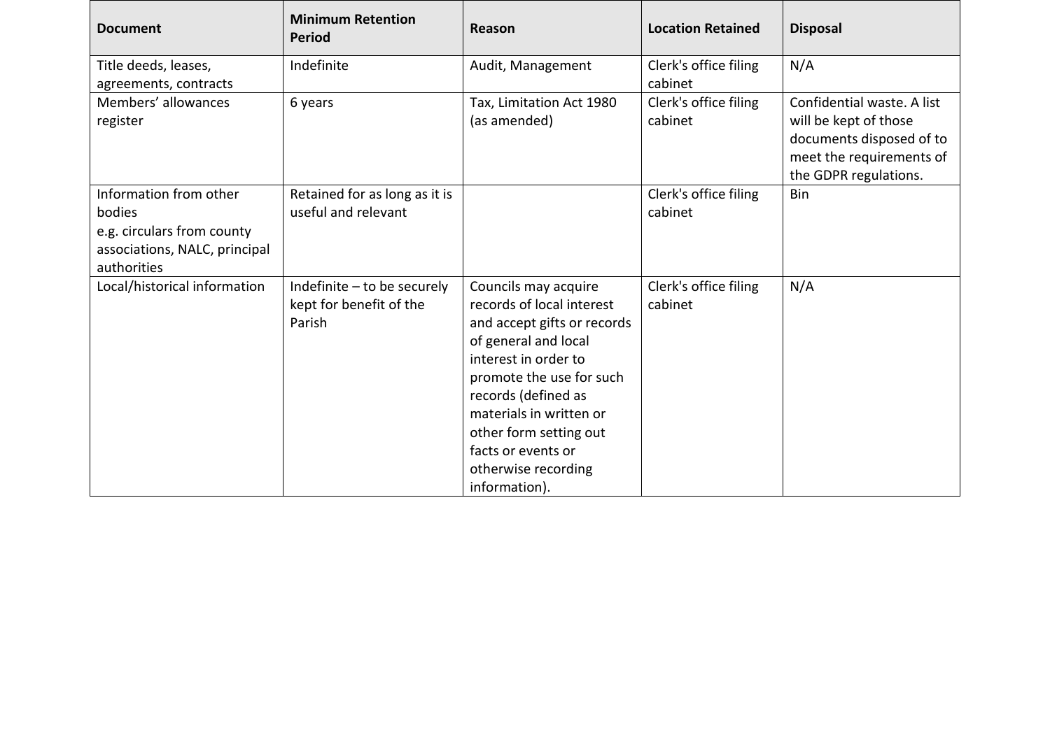| Document | Minimum Retention Period | Reason | Location Retained | Disposal |
| --- | --- | --- | --- | --- |
| Title deeds, leases, agreements, contracts | Indefinite | Audit, Management | Clerk's office filing cabinet | N/A |
| Members' allowances register | 6 years | Tax, Limitation Act 1980 (as amended) | Clerk's office filing cabinet | Confidential waste. A list will be kept of those documents disposed of to meet the requirements of the GDPR regulations. |
| Information from other bodies e.g. circulars from county associations, NALC, principal authorities | Retained for as long as it is useful and relevant | | Clerk's office filing cabinet | Bin |
| Local/historical information | Indefinite – to be securely kept for benefit of the Parish | Councils may acquire records of local interest and accept gifts or records of general and local interest in order to promote the use for such records (defined as materials in written or other form setting out facts or events or otherwise recording information). | Clerk's office filing cabinet | N/A |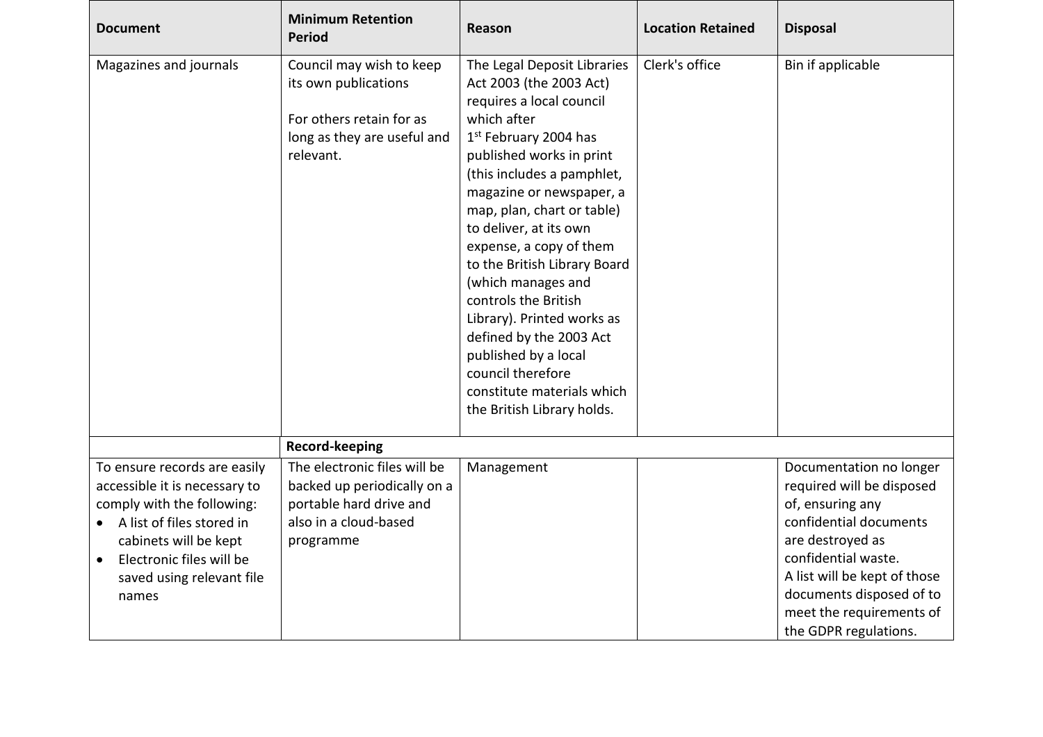| Document | Minimum Retention Period | Reason | Location Retained | Disposal |
|---|---|---|---|---|
| Magazines and journals | Council may wish to keep its own publications<br><br>For others retain for as long as they are useful and relevant. | The Legal Deposit Libraries Act 2003 (the 2003 Act) requires a local council which after 1st February 2004 has published works in print (this includes a pamphlet, magazine or newspaper, a map, plan, chart or table) to deliver, at its own expense, a copy of them to the British Library Board (which manages and controls the British Library). Printed works as defined by the 2003 Act published by a local council therefore constitute materials which the British Library holds. | Clerk's office | Bin if applicable |
| | **Record-keeping** | | | |
| To ensure records are easily accessible it is necessary to comply with the following:<br>• A list of files stored in cabinets will be kept<br>• Electronic files will be saved using relevant file names | The electronic files will be backed up periodically on a portable hard drive and also in a cloud-based programme | Management | | Documentation no longer required will be disposed of, ensuring any confidential documents are destroyed as confidential waste.<br>A list will be kept of those documents disposed of to meet the requirements of the GDPR regulations. |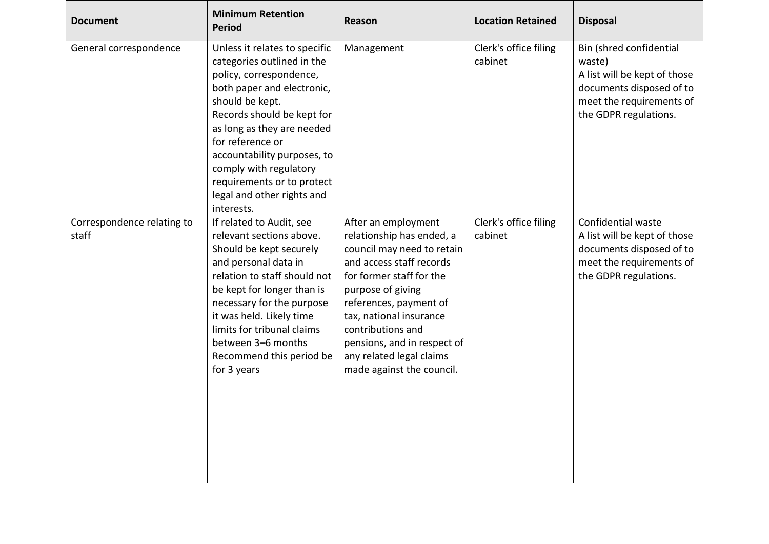| Document | Minimum Retention Period | Reason | Location Retained | Disposal |
| --- | --- | --- | --- | --- |
| General correspondence | Unless it relates to specific categories outlined in the policy, correspondence, both paper and electronic, should be kept.<br>Records should be kept for as long as they are needed for reference or accountability purposes, to comply with regulatory requirements or to protect legal and other rights and interests. | Management | Clerk's office filing cabinet | Bin (shred confidential waste)<br>A list will be kept of those documents disposed of to meet the requirements of the GDPR regulations. |
| Correspondence relating to staff | If related to Audit, see relevant sections above.<br>Should be kept securely and personal data in relation to staff should not be kept for longer than is necessary for the purpose it was held. Likely time limits for tribunal claims between 3–6 months<br>Recommend this period be for 3 years | After an employment relationship has ended, a council may need to retain and access staff records for former staff for the purpose of giving references, payment of tax, national insurance contributions and pensions, and in respect of any related legal claims made against the council. | Clerk's office filing cabinet | Confidential waste<br>A list will be kept of those documents disposed of to meet the requirements of the GDPR regulations. |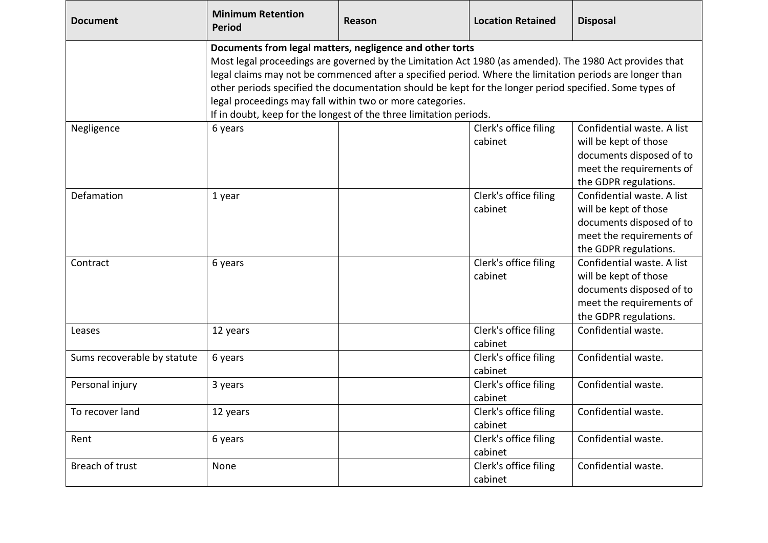| Document | Minimum Retention Period | Reason | Location Retained | Disposal |
| --- | --- | --- | --- | --- |
| | **Documents from legal matters, negligence and other torts**<br>Most legal proceedings are governed by the Limitation Act 1980 (as amended). The 1980 Act provides that legal claims may not be commenced after a specified period. Where the limitation periods are longer than other periods specified the documentation should be kept for the longer period specified. Some types of legal proceedings may fall within two or more categories.<br>If in doubt, keep for the longest of the three limitation periods. | | | |
| Negligence | 6 years | | Clerk's office filing cabinet | Confidential waste. A list will be kept of those documents disposed of to meet the requirements of the GDPR regulations. |
| Defamation | 1 year | | Clerk's office filing cabinet | Confidential waste. A list will be kept of those documents disposed of to meet the requirements of the GDPR regulations. |
| Contract | 6 years | | Clerk's office filing cabinet | Confidential waste. A list will be kept of those documents disposed of to meet the requirements of the GDPR regulations. |
| Leases | 12 years | | Clerk's office filing cabinet | Confidential waste. |
| Sums recoverable by statute | 6 years | | Clerk's office filing cabinet | Confidential waste. |
| Personal injury | 3 years | | Clerk's office filing cabinet | Confidential waste. |
| To recover land | 12 years | | Clerk's office filing cabinet | Confidential waste. |
| Rent | 6 years | | Clerk's office filing cabinet | Confidential waste. |
| Breach of trust | None | | Clerk's office filing cabinet | Confidential waste. |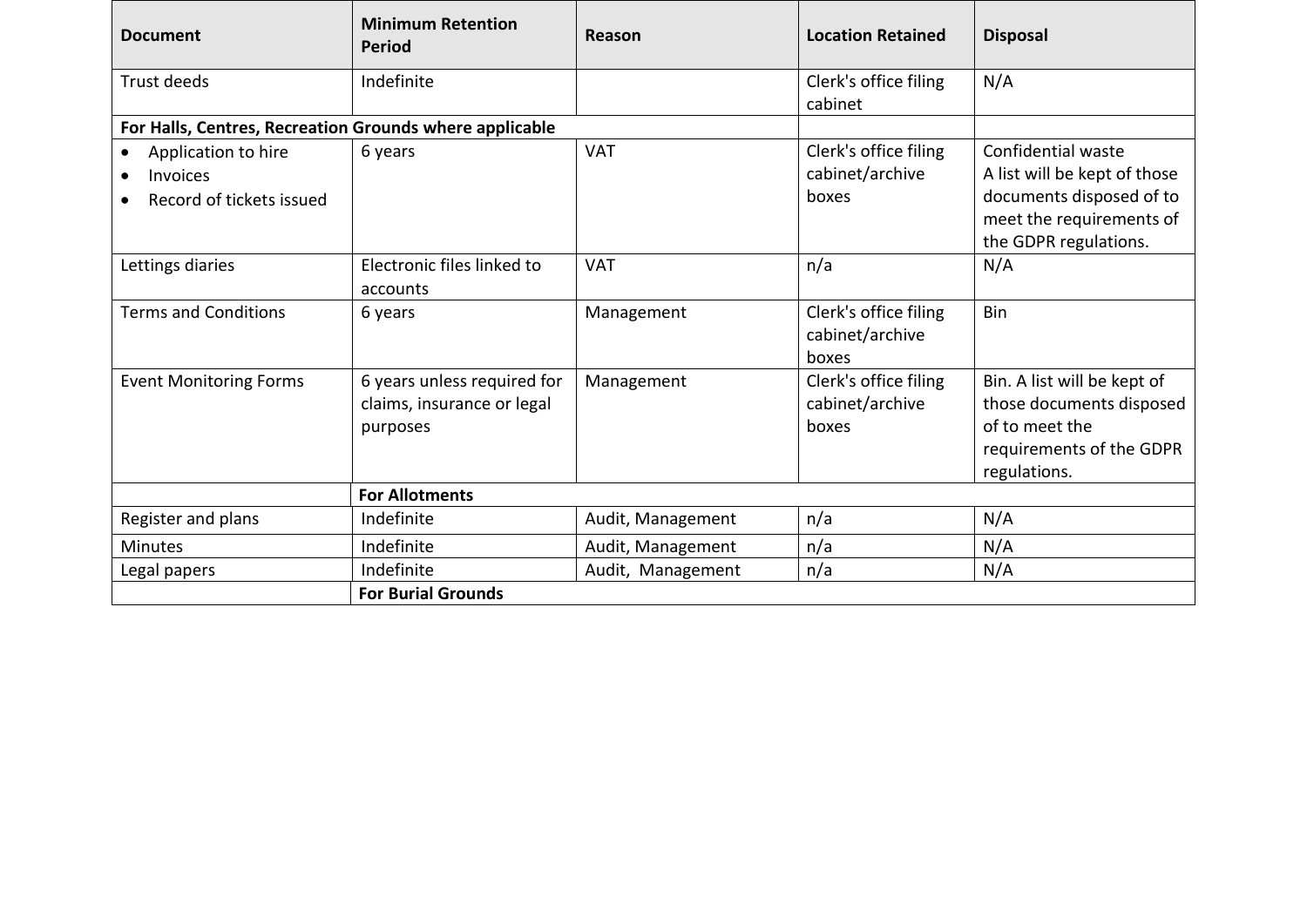| Document | Minimum Retention Period | Reason | Location Retained | Disposal |
|---|---|---|---|---|
| Trust deeds | Indefinite | | Clerk's office filing cabinet | N/A |
| **For Halls, Centres, Recreation Grounds where applicable** | | | | |
| • Application to hire<br>• Invoices<br>• Record of tickets issued | 6 years | VAT | Clerk's office filing cabinet/archive boxes | Confidential waste<br>A list will be kept of those documents disposed of to meet the requirements of the GDPR regulations. |
| Lettings diaries | Electronic files linked to accounts | VAT | n/a | N/A |
| Terms and Conditions | 6 years | Management | Clerk's office filing cabinet/archive boxes | Bin |
| Event Monitoring Forms | 6 years unless required for claims, insurance or legal purposes | Management | Clerk's office filing cabinet/archive boxes | Bin. A list will be kept of those documents disposed of to meet the requirements of the GDPR regulations. |
| | **For Allotments** | | | |
| Register and plans | Indefinite | Audit, Management | n/a | N/A |
| Minutes | Indefinite | Audit, Management | n/a | N/A |
| Legal papers | Indefinite | Audit, Management | n/a | N/A |
| | **For Burial Grounds** | | | |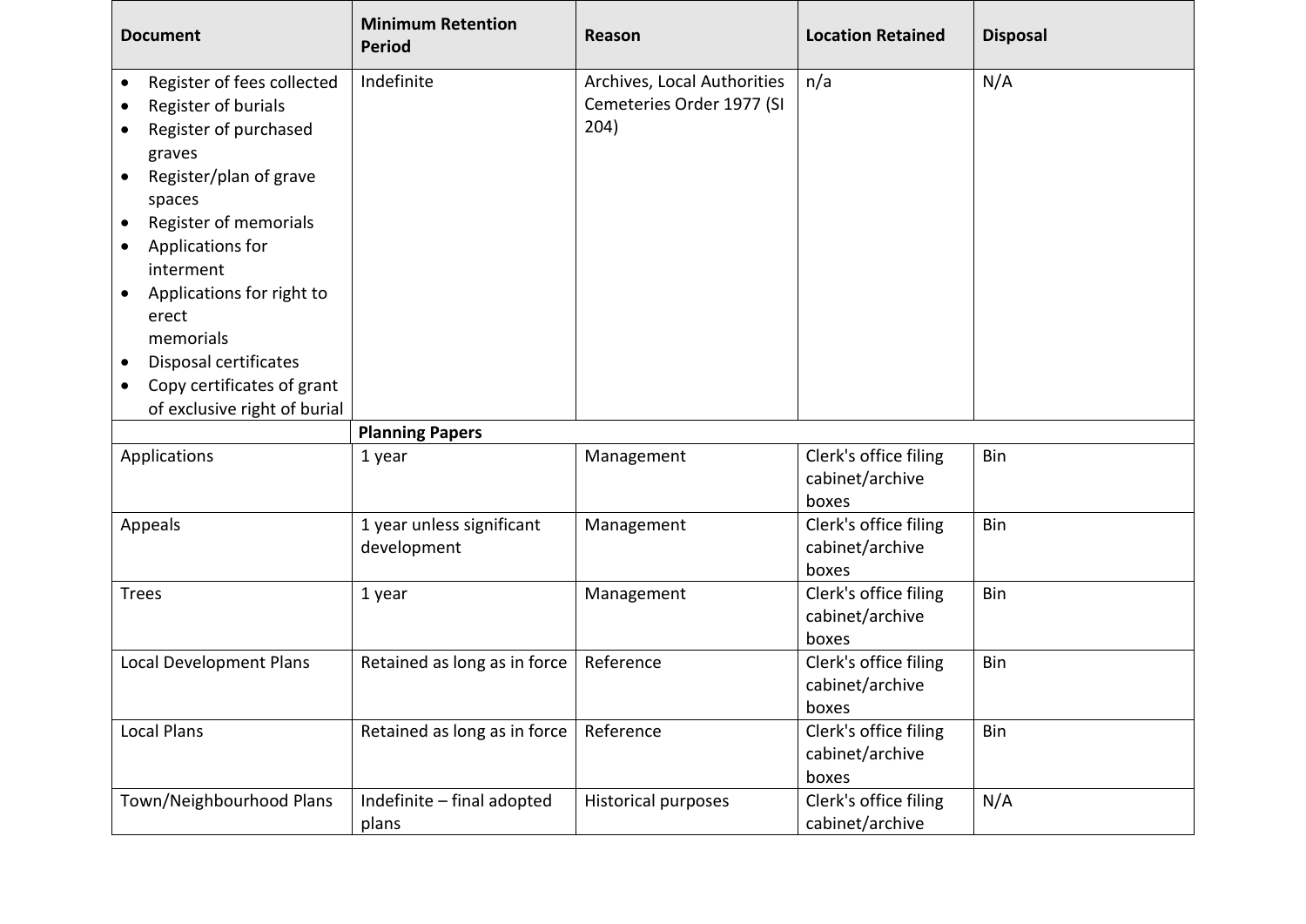| Document | Minimum Retention Period | Reason | Location Retained | Disposal |
| --- | --- | --- | --- | --- |
| • Register of fees collected<br>• Register of burials<br>• Register of purchased graves<br>• Register/plan of grave spaces<br>• Register of memorials<br>• Applications for interment<br>• Applications for right to erect memorials<br>• Disposal certificates<br>• Copy certificates of grant of exclusive right of burial | Indefinite | Archives, Local Authorities Cemeteries Order 1977 (SI 204) | n/a | N/A |
| | **Planning Papers** | | | |
| Applications | 1 year | Management | Clerk's office filing cabinet/archive boxes | Bin |
| Appeals | 1 year unless significant development | Management | Clerk's office filing cabinet/archive boxes | Bin |
| Trees | 1 year | Management | Clerk's office filing cabinet/archive boxes | Bin |
| Local Development Plans | Retained as long as in force | Reference | Clerk's office filing cabinet/archive boxes | Bin |
| Local Plans | Retained as long as in force | Reference | Clerk's office filing cabinet/archive boxes | Bin |
| Town/Neighbourhood Plans | Indefinite – final adopted plans | Historical purposes | Clerk's office filing cabinet/archive | N/A |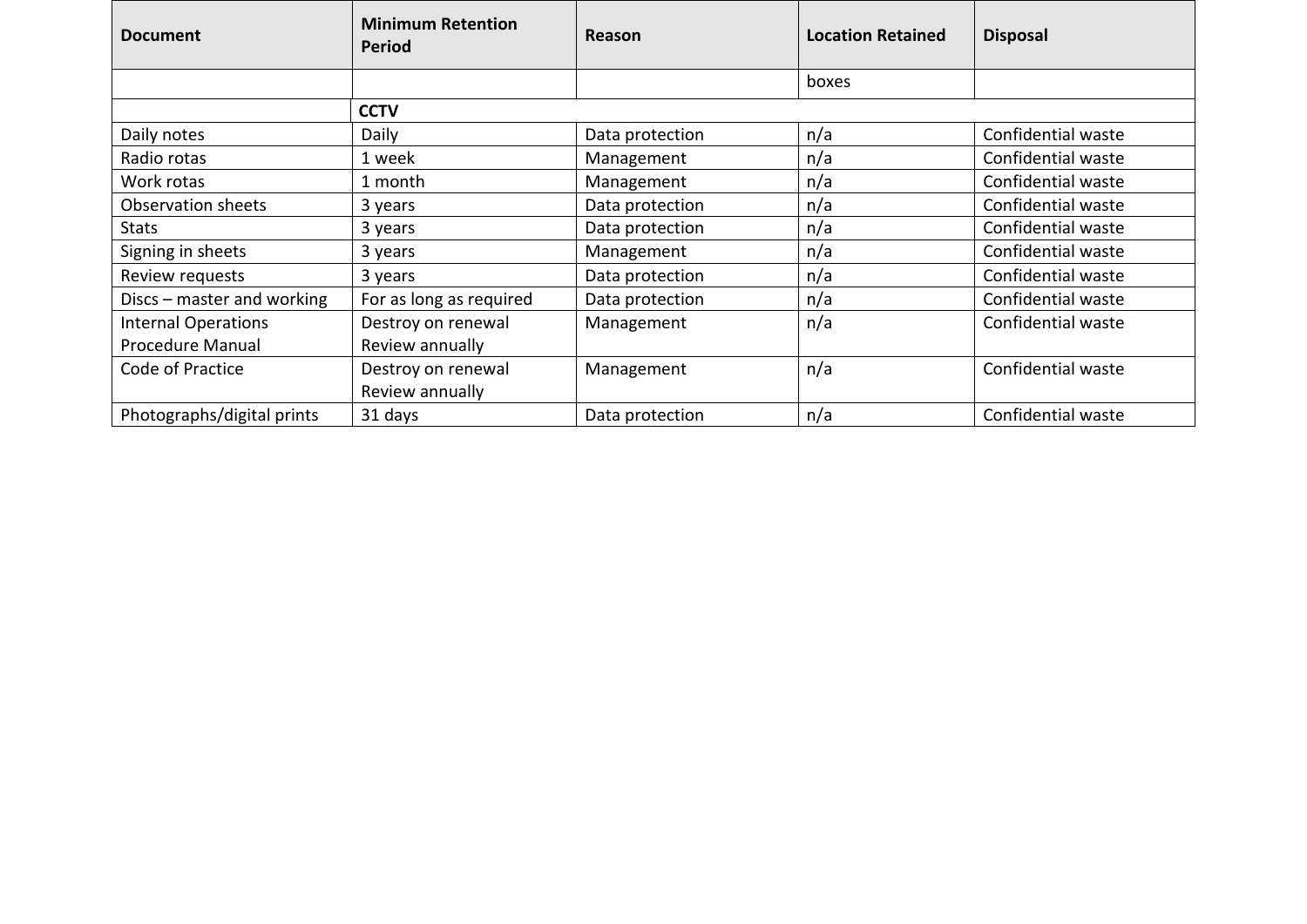| Document | Minimum Retention Period | Reason | Location Retained | Disposal |
|---|---|---|---|---|
| | | | boxes | |
| | **CCTV** | | | |
| Daily notes | Daily | Data protection | n/a | Confidential waste |
| Radio rotas | 1 week | Management | n/a | Confidential waste |
| Work rotas | 1 month | Management | n/a | Confidential waste |
| Observation sheets | 3 years | Data protection | n/a | Confidential waste |
| Stats | 3 years | Data protection | n/a | Confidential waste |
| Signing in sheets | 3 years | Management | n/a | Confidential waste |
| Review requests | 3 years | Data protection | n/a | Confidential waste |
| Discs – master and working | For as long as required | Data protection | n/a | Confidential waste |
| Internal Operations Procedure Manual | Destroy on renewal Review annually | Management | n/a | Confidential waste |
| Code of Practice | Destroy on renewal Review annually | Management | n/a | Confidential waste |
| Photographs/digital prints | 31 days | Data protection | n/a | Confidential waste |